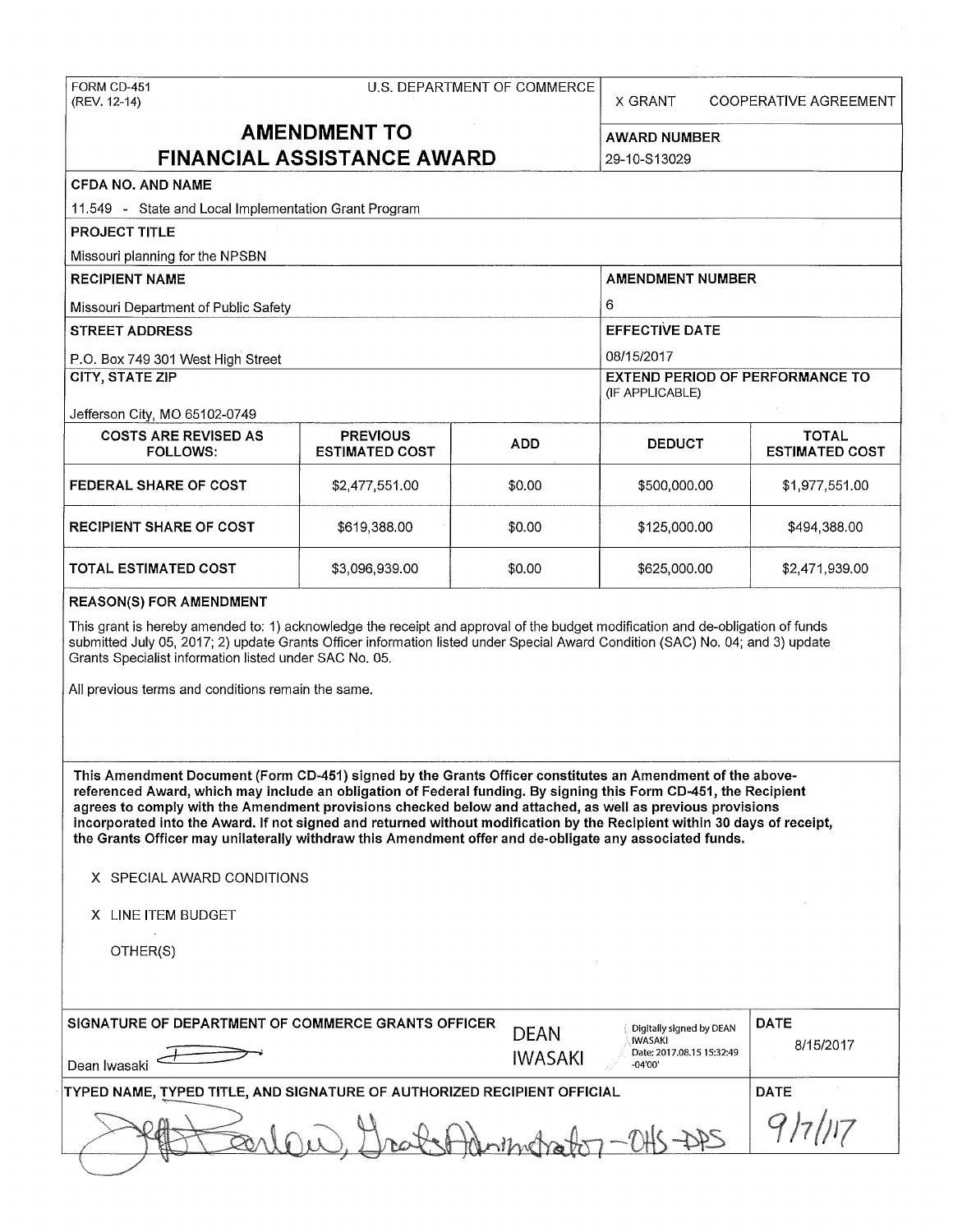FORM CD-451
(REV. 12-14)

U.S. DEPARTMENT OF COMMERCE

X GRANT    COOPERATIVE AGREEMENT

# AMENDMENT TO FINANCIAL ASSISTANCE AWARD

**AWARD NUMBER**
29-10-S13029

**CFDA NO. AND NAME**
11.549 - State and Local Implementation Grant Program

**PROJECT TITLE**
Missouri planning for the NPSBN

**RECIPIENT NAME**
Missouri Department of Public Safety

**AMENDMENT NUMBER**
6

**STREET ADDRESS**
P.O. Box 749 301 West High Street

**EFFECTIVE DATE**
08/15/2017

**CITY, STATE ZIP**
Jefferson City, MO 65102-0749

**EXTEND PERIOD OF PERFORMANCE TO** (IF APPLICABLE)

| COSTS ARE REVISED AS FOLLOWS: | PREVIOUS ESTIMATED COST | ADD | DEDUCT | TOTAL ESTIMATED COST |
|---|---|---|---|---|
| FEDERAL SHARE OF COST | $2,477,551.00 | $0.00 | $500,000.00 | $1,977,551.00 |
| RECIPIENT SHARE OF COST | $619,388.00 | $0.00 | $125,000.00 | $494,388.00 |
| TOTAL ESTIMATED COST | $3,096,939.00 | $0.00 | $625,000.00 | $2,471,939.00 |

**REASON(S) FOR AMENDMENT**

This grant is hereby amended to: 1) acknowledge the receipt and approval of the budget modification and de-obligation of funds submitted July 05, 2017; 2) update Grants Officer information listed under Special Award Condition (SAC) No. 04; and 3) update Grants Specialist information listed under SAC No. 05.

All previous terms and conditions remain the same.

**This Amendment Document (Form CD-451) signed by the Grants Officer constitutes an Amendment of the above-referenced Award, which may include an obligation of Federal funding. By signing this Form CD-451, the Recipient agrees to comply with the Amendment provisions checked below and attached, as well as previous provisions incorporated into the Award. If not signed and returned without modification by the Recipient within 30 days of receipt, the Grants Officer may unilaterally withdraw this Amendment offer and de-obligate any associated funds.**

X SPECIAL AWARD CONDITIONS

X LINE ITEM BUDGET

OTHER(S)

**SIGNATURE OF DEPARTMENT OF COMMERCE GRANTS OFFICER**
Dean Iwasaki
DEAN IWASAKI — Digitally signed by DEAN IWASAKI Date: 2017.08.15 15:32:49 -04'00'

**DATE**
8/15/2017

**TYPED NAME, TYPED TITLE, AND SIGNATURE OF AUTHORIZED RECIPIENT OFFICIAL**
Jeff Barlow, Grants Administrator - OHS - DPS

**DATE**
9/7/17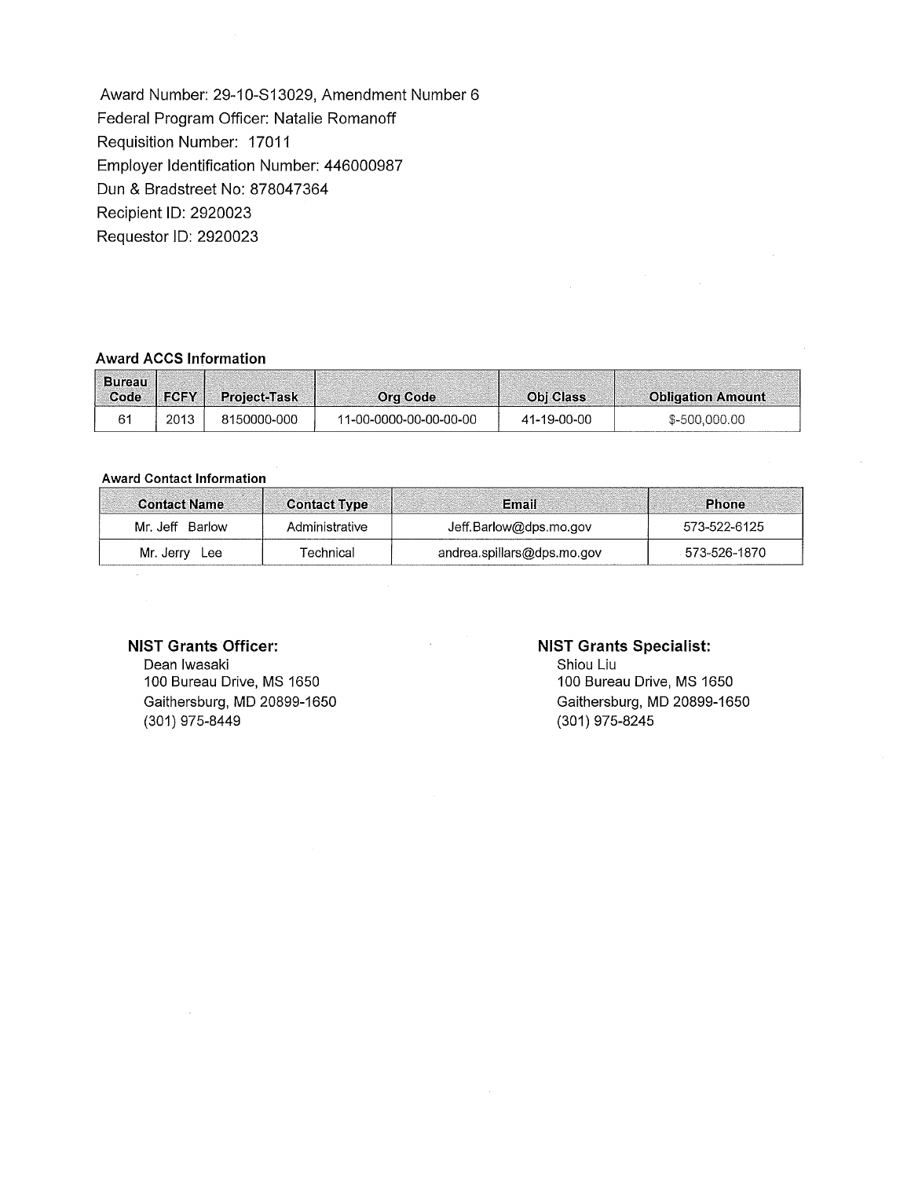Award Number: 29-10-S13029, Amendment Number 6
Federal Program Officer: Natalie Romanoff
Requisition Number: 17011
Employer Identification Number: 446000987
Dun & Bradstreet No: 878047364
Recipient ID: 2920023
Requestor ID: 2920023

### Award ACCS Information

| Bureau Code | FCFY | Project-Task | Org Code | Obj Class | Obligation Amount |
|---|---|---|---|---|---|
| 61 | 2013 | 8150000-000 | 11-00-0000-00-00-00-00 | 41-19-00-00 | $-500,000.00 |

### Award Contact Information

| Contact Name | Contact Type | Email | Phone |
|---|---|---|---|
| Mr. Jeff Barlow | Administrative | Jeff.Barlow@dps.mo.gov | 573-522-6125 |
| Mr. Jerry Lee | Technical | andrea.spillars@dps.mo.gov | 573-526-1870 |

**NIST Grants Officer:**
Dean Iwasaki
100 Bureau Drive, MS 1650
Gaithersburg, MD 20899-1650
(301) 975-8449

**NIST Grants Specialist:**
Shiou Liu
100 Bureau Drive, MS 1650
Gaithersburg, MD 20899-1650
(301) 975-8245